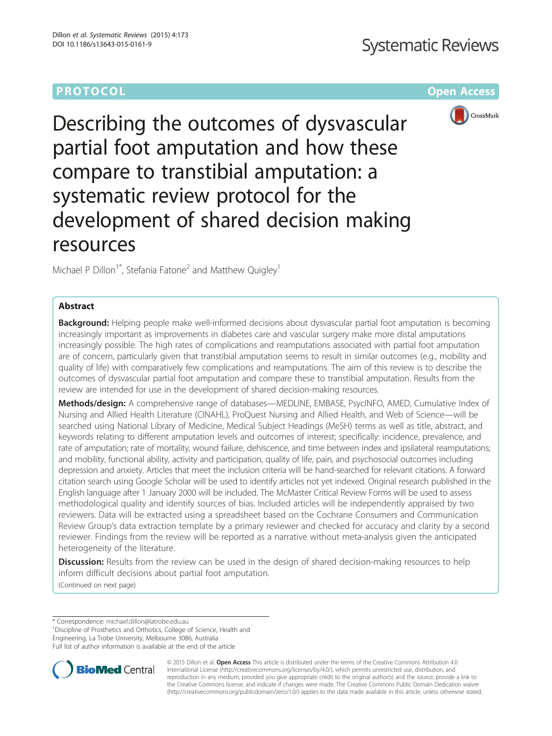PROTOCOL Open Access

# Describing the outcomes of dysvascular partial foot amputation and how these compare to transtibial amputation: a systematic review protocol for the development of shared decision making resources

Michael P Dillon[1*], Stefania Fatone[2] and Matthew Quigley[1]

## Abstract

**Background:** Helping people make well-informed decisions about dysvascular partial foot amputation is becoming increasingly important as improvements in diabetes care and vascular surgery make more distal amputations increasingly possible. The high rates of complications and reamputations associated with partial foot amputation are of concern, particularly given that transtibial amputation seems to result in similar outcomes (e.g., mobility and quality of life) with comparatively few complications and reamputations. The aim of this review is to describe the outcomes of dysvascular partial foot amputation and compare these to transtibial amputation. Results from the review are intended for use in the development of shared decision-making resources.

**Methods/design:** A comprehensive range of databases—MEDLINE, EMBASE, PsycINFO, AMED, Cumulative Index of Nursing and Allied Health Literature (CINAHL), ProQuest Nursing and Allied Health, and Web of Science—will be searched using National Library of Medicine, Medical Subject Headings (MeSH) terms as well as title, abstract, and keywords relating to different amputation levels and outcomes of interest; specifically: incidence, prevalence, and rate of amputation; rate of mortality, wound failure, dehiscence, and time between index and ipsilateral reamputations; and mobility, functional ability, activity and participation, quality of life, pain, and psychosocial outcomes including depression and anxiety. Articles that meet the inclusion criteria will be hand-searched for relevant citations. A forward citation search using Google Scholar will be used to identify articles not yet indexed. Original research published in the English language after 1 January 2000 will be included. The McMaster Critical Review Forms will be used to assess methodological quality and identify sources of bias. Included articles will be independently appraised by two reviewers. Data will be extracted using a spreadsheet based on the Cochrane Consumers and Communication Review Group's data extraction template by a primary reviewer and checked for accuracy and clarity by a second reviewer. Findings from the review will be reported as a narrative without meta-analysis given the anticipated heterogeneity of the literature.

**Discussion:** Results from the review can be used in the design of shared decision-making resources to help inform difficult decisions about partial foot amputation.

(Continued on next page)

---

\* Correspondence: michael.dillon@latrobe.edu.au

[1]Discipline of Prosthetics and Orthotics, College of Science, Health and Engineering, La Trobe University, Melbourne 3086, Australia

Full list of author information is available at the end of the article

© 2015 Dillon et al. **Open Access** This article is distributed under the terms of the Creative Commons Attribution 4.0 International License (http://creativecommons.org/licenses/by/4.0/), which permits unrestricted use, distribution, and reproduction in any medium, provided you give appropriate credit to the original author(s) and the source, provide a link to the Creative Commons license, and indicate if changes were made. The Creative Commons Public Domain Dedication waiver (http://creativecommons.org/publicdomain/zero/1.0/) applies to the data made available in this article, unless otherwise stated.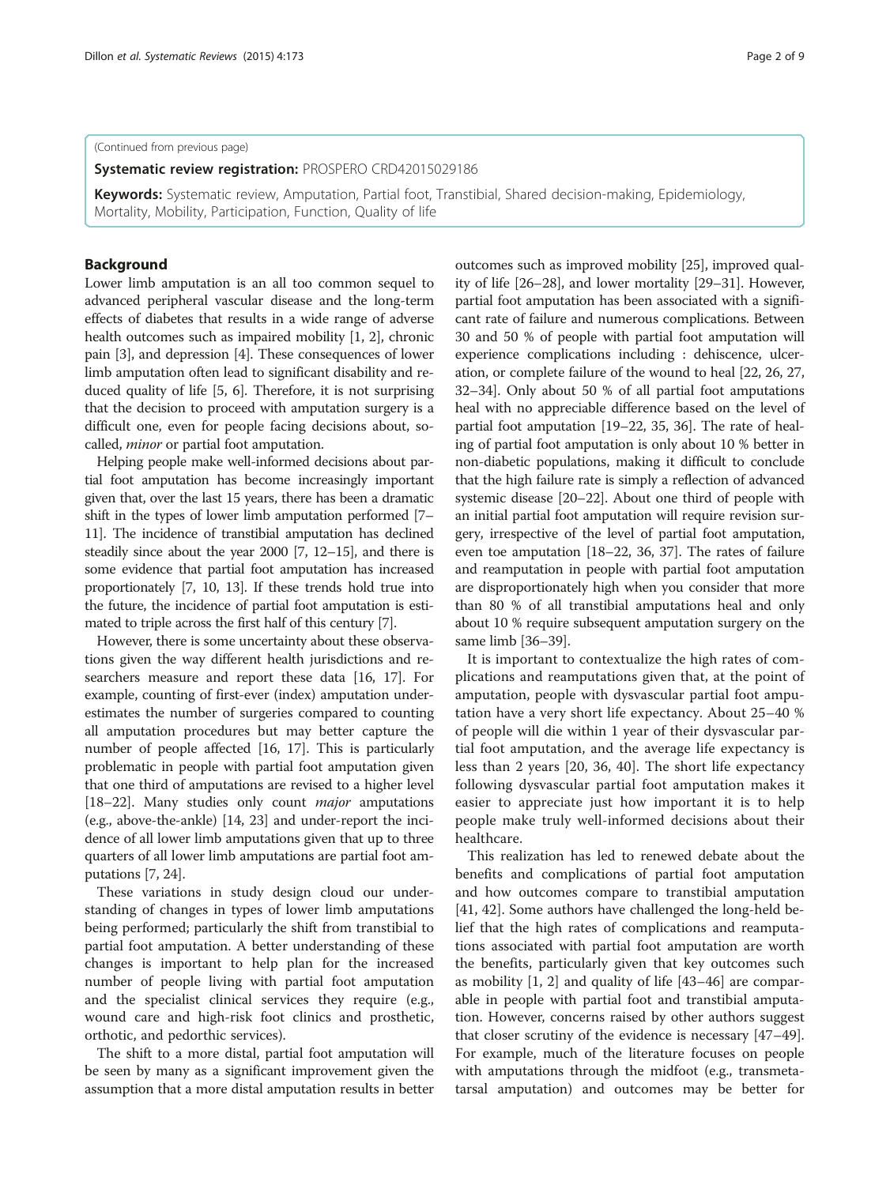(Continued from previous page)

**Systematic review registration:** PROSPERO CRD42015029186

**Keywords:** Systematic review, Amputation, Partial foot, Transtibial, Shared decision-making, Epidemiology, Mortality, Mobility, Participation, Function, Quality of life

## Background

Lower limb amputation is an all too common sequel to advanced peripheral vascular disease and the long-term effects of diabetes that results in a wide range of adverse health outcomes such as impaired mobility [1, 2], chronic pain [3], and depression [4]. These consequences of lower limb amputation often lead to significant disability and reduced quality of life [5, 6]. Therefore, it is not surprising that the decision to proceed with amputation surgery is a difficult one, even for people facing decisions about, so-called, *minor* or partial foot amputation.

Helping people make well-informed decisions about partial foot amputation has become increasingly important given that, over the last 15 years, there has been a dramatic shift in the types of lower limb amputation performed [7–11]. The incidence of transtibial amputation has declined steadily since about the year 2000 [7, 12–15], and there is some evidence that partial foot amputation has increased proportionately [7, 10, 13]. If these trends hold true into the future, the incidence of partial foot amputation is estimated to triple across the first half of this century [7].

However, there is some uncertainty about these observations given the way different health jurisdictions and researchers measure and report these data [16, 17]. For example, counting of first-ever (index) amputation underestimates the number of surgeries compared to counting all amputation procedures but may better capture the number of people affected [16, 17]. This is particularly problematic in people with partial foot amputation given that one third of amputations are revised to a higher level [18–22]. Many studies only count *major* amputations (e.g., above-the-ankle) [14, 23] and under-report the incidence of all lower limb amputations given that up to three quarters of all lower limb amputations are partial foot amputations [7, 24].

These variations in study design cloud our understanding of changes in types of lower limb amputations being performed; particularly the shift from transtibial to partial foot amputation. A better understanding of these changes is important to help plan for the increased number of people living with partial foot amputation and the specialist clinical services they require (e.g., wound care and high-risk foot clinics and prosthetic, orthotic, and pedorthic services).

The shift to a more distal, partial foot amputation will be seen by many as a significant improvement given the assumption that a more distal amputation results in better outcomes such as improved mobility [25], improved quality of life [26–28], and lower mortality [29–31]. However, partial foot amputation has been associated with a significant rate of failure and numerous complications. Between 30 and 50 % of people with partial foot amputation will experience complications including : dehiscence, ulceration, or complete failure of the wound to heal [22, 26, 27, 32–34]. Only about 50 % of all partial foot amputations heal with no appreciable difference based on the level of partial foot amputation [19–22, 35, 36]. The rate of healing of partial foot amputation is only about 10 % better in non-diabetic populations, making it difficult to conclude that the high failure rate is simply a reflection of advanced systemic disease [20–22]. About one third of people with an initial partial foot amputation will require revision surgery, irrespective of the level of partial foot amputation, even toe amputation [18–22, 36, 37]. The rates of failure and reamputation in people with partial foot amputation are disproportionately high when you consider that more than 80 % of all transtibial amputations heal and only about 10 % require subsequent amputation surgery on the same limb [36–39].

It is important to contextualize the high rates of complications and reamputations given that, at the point of amputation, people with dysvascular partial foot amputation have a very short life expectancy. About 25–40 % of people will die within 1 year of their dysvascular partial foot amputation, and the average life expectancy is less than 2 years [20, 36, 40]. The short life expectancy following dysvascular partial foot amputation makes it easier to appreciate just how important it is to help people make truly well-informed decisions about their healthcare.

This realization has led to renewed debate about the benefits and complications of partial foot amputation and how outcomes compare to transtibial amputation [41, 42]. Some authors have challenged the long-held belief that the high rates of complications and reamputations associated with partial foot amputation are worth the benefits, particularly given that key outcomes such as mobility [1, 2] and quality of life [43–46] are comparable in people with partial foot and transtibial amputation. However, concerns raised by other authors suggest that closer scrutiny of the evidence is necessary [47–49]. For example, much of the literature focuses on people with amputations through the midfoot (e.g., transmetatarsal amputation) and outcomes may be better for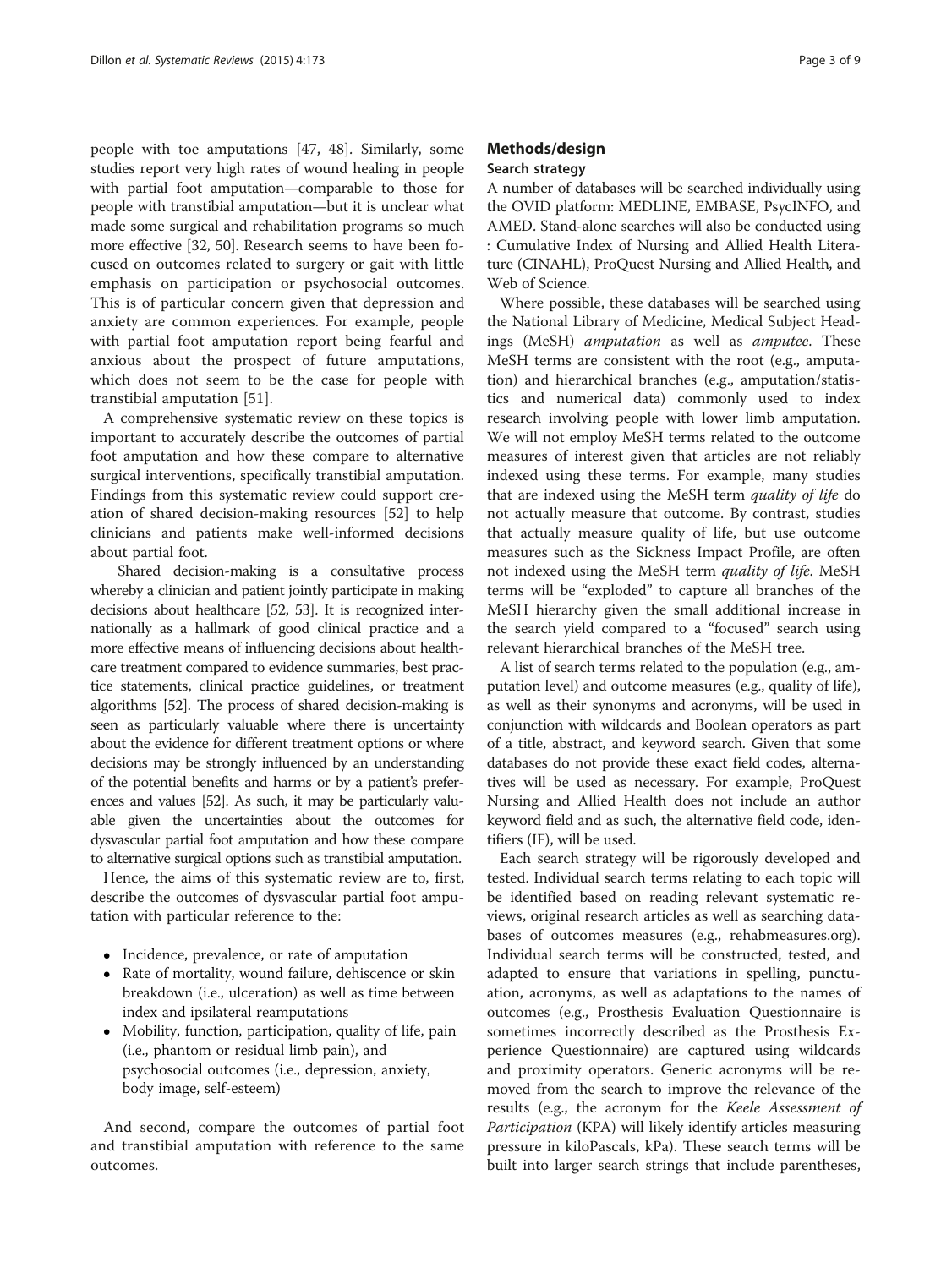people with toe amputations [47, 48]. Similarly, some studies report very high rates of wound healing in people with partial foot amputation—comparable to those for people with transtibial amputation—but it is unclear what made some surgical and rehabilitation programs so much more effective [32, 50]. Research seems to have been focused on outcomes related to surgery or gait with little emphasis on participation or psychosocial outcomes. This is of particular concern given that depression and anxiety are common experiences. For example, people with partial foot amputation report being fearful and anxious about the prospect of future amputations, which does not seem to be the case for people with transtibial amputation [51].

A comprehensive systematic review on these topics is important to accurately describe the outcomes of partial foot amputation and how these compare to alternative surgical interventions, specifically transtibial amputation. Findings from this systematic review could support creation of shared decision-making resources [52] to help clinicians and patients make well-informed decisions about partial foot.

Shared decision-making is a consultative process whereby a clinician and patient jointly participate in making decisions about healthcare [52, 53]. It is recognized internationally as a hallmark of good clinical practice and a more effective means of influencing decisions about healthcare treatment compared to evidence summaries, best practice statements, clinical practice guidelines, or treatment algorithms [52]. The process of shared decision-making is seen as particularly valuable where there is uncertainty about the evidence for different treatment options or where decisions may be strongly influenced by an understanding of the potential benefits and harms or by a patient's preferences and values [52]. As such, it may be particularly valuable given the uncertainties about the outcomes for dysvascular partial foot amputation and how these compare to alternative surgical options such as transtibial amputation.

Hence, the aims of this systematic review are to, first, describe the outcomes of dysvascular partial foot amputation with particular reference to the:

- Incidence, prevalence, or rate of amputation
- Rate of mortality, wound failure, dehiscence or skin breakdown (i.e., ulceration) as well as time between index and ipsilateral reamputations
- Mobility, function, participation, quality of life, pain (i.e., phantom or residual limb pain), and psychosocial outcomes (i.e., depression, anxiety, body image, self-esteem)

And second, compare the outcomes of partial foot and transtibial amputation with reference to the same outcomes.

## Methods/design

### Search strategy

A number of databases will be searched individually using the OVID platform: MEDLINE, EMBASE, PsycINFO, and AMED. Stand-alone searches will also be conducted using : Cumulative Index of Nursing and Allied Health Literature (CINAHL), ProQuest Nursing and Allied Health, and Web of Science.

Where possible, these databases will be searched using the National Library of Medicine, Medical Subject Headings (MeSH) *amputation* as well as *amputee*. These MeSH terms are consistent with the root (e.g., amputation) and hierarchical branches (e.g., amputation/statistics and numerical data) commonly used to index research involving people with lower limb amputation. We will not employ MeSH terms related to the outcome measures of interest given that articles are not reliably indexed using these terms. For example, many studies that are indexed using the MeSH term *quality of life* do not actually measure that outcome. By contrast, studies that actually measure quality of life, but use outcome measures such as the Sickness Impact Profile, are often not indexed using the MeSH term *quality of life*. MeSH terms will be "exploded" to capture all branches of the MeSH hierarchy given the small additional increase in the search yield compared to a "focused" search using relevant hierarchical branches of the MeSH tree.

A list of search terms related to the population (e.g., amputation level) and outcome measures (e.g., quality of life), as well as their synonyms and acronyms, will be used in conjunction with wildcards and Boolean operators as part of a title, abstract, and keyword search. Given that some databases do not provide these exact field codes, alternatives will be used as necessary. For example, ProQuest Nursing and Allied Health does not include an author keyword field and as such, the alternative field code, identifiers (IF), will be used.

Each search strategy will be rigorously developed and tested. Individual search terms relating to each topic will be identified based on reading relevant systematic reviews, original research articles as well as searching databases of outcomes measures (e.g., rehabmeasures.org). Individual search terms will be constructed, tested, and adapted to ensure that variations in spelling, punctuation, acronyms, as well as adaptations to the names of outcomes (e.g., Prosthesis Evaluation Questionnaire is sometimes incorrectly described as the Prosthesis Experience Questionnaire) are captured using wildcards and proximity operators. Generic acronyms will be removed from the search to improve the relevance of the results (e.g., the acronym for the *Keele Assessment of Participation* (KPA) will likely identify articles measuring pressure in kiloPascals, kPa). These search terms will be built into larger search strings that include parentheses,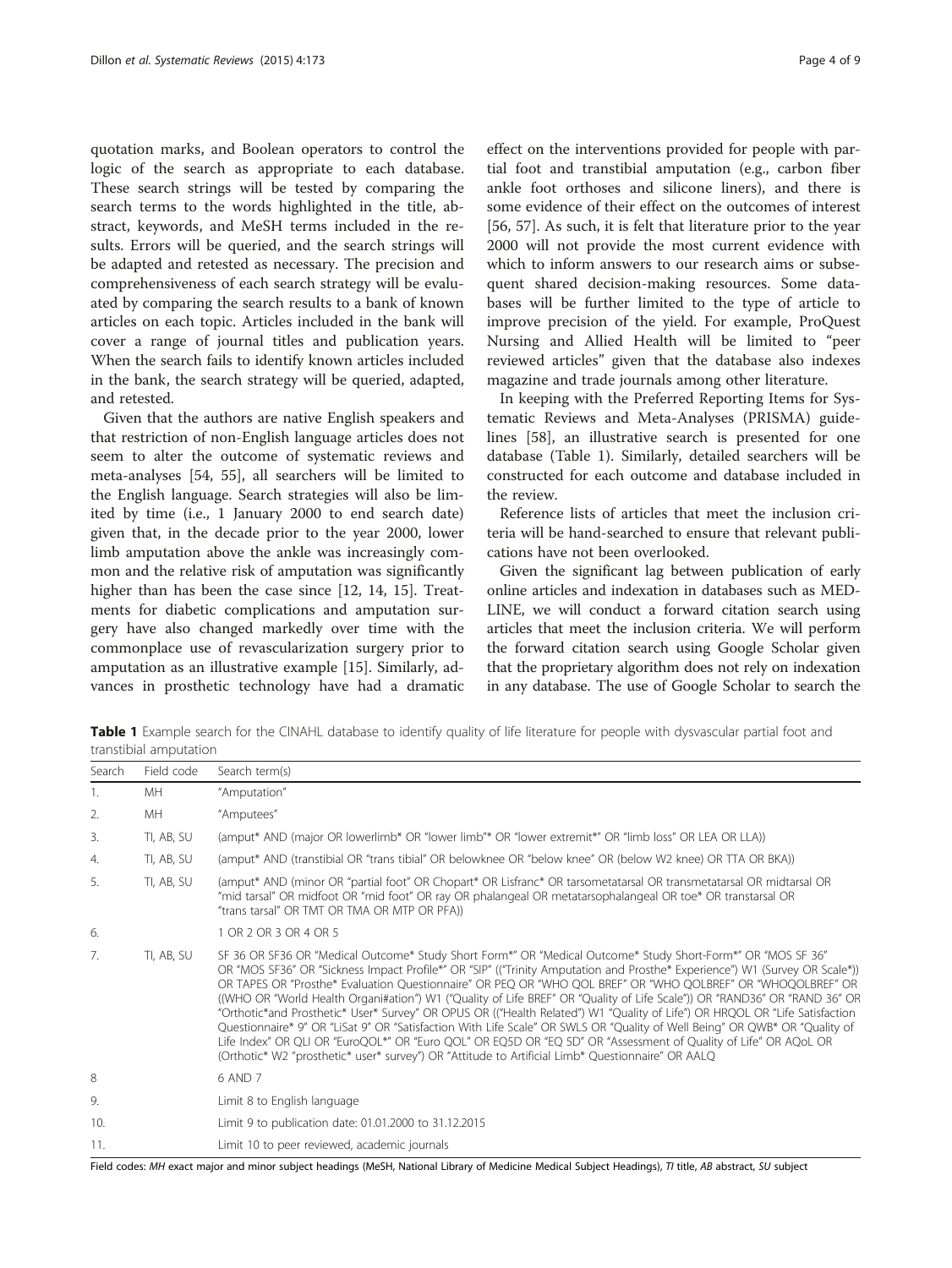quotation marks, and Boolean operators to control the logic of the search as appropriate to each database. These search strings will be tested by comparing the search terms to the words highlighted in the title, abstract, keywords, and MeSH terms included in the results. Errors will be queried, and the search strings will be adapted and retested as necessary. The precision and comprehensiveness of each search strategy will be evaluated by comparing the search results to a bank of known articles on each topic. Articles included in the bank will cover a range of journal titles and publication years. When the search fails to identify known articles included in the bank, the search strategy will be queried, adapted, and retested.

Given that the authors are native English speakers and that restriction of non-English language articles does not seem to alter the outcome of systematic reviews and meta-analyses [54, 55], all searchers will be limited to the English language. Search strategies will also be limited by time (i.e., 1 January 2000 to end search date) given that, in the decade prior to the year 2000, lower limb amputation above the ankle was increasingly common and the relative risk of amputation was significantly higher than has been the case since [12, 14, 15]. Treatments for diabetic complications and amputation surgery have also changed markedly over time with the commonplace use of revascularization surgery prior to amputation as an illustrative example [15]. Similarly, advances in prosthetic technology have had a dramatic effect on the interventions provided for people with partial foot and transtibial amputation (e.g., carbon fiber ankle foot orthoses and silicone liners), and there is some evidence of their effect on the outcomes of interest [56, 57]. As such, it is felt that literature prior to the year 2000 will not provide the most current evidence with which to inform answers to our research aims or subsequent shared decision-making resources. Some databases will be further limited to the type of article to improve precision of the yield. For example, ProQuest Nursing and Allied Health will be limited to "peer reviewed articles" given that the database also indexes magazine and trade journals among other literature.

In keeping with the Preferred Reporting Items for Systematic Reviews and Meta-Analyses (PRISMA) guidelines [58], an illustrative search is presented for one database (Table 1). Similarly, detailed searchers will be constructed for each outcome and database included in the review.

Reference lists of articles that meet the inclusion criteria will be hand-searched to ensure that relevant publications have not been overlooked.

Given the significant lag between publication of early online articles and indexation in databases such as MEDLINE, we will conduct a forward citation search using articles that meet the inclusion criteria. We will perform the forward citation search using Google Scholar given that the proprietary algorithm does not rely on indexation in any database. The use of Google Scholar to search the

**Table 1** Example search for the CINAHL database to identify quality of life literature for people with dysvascular partial foot and transtibial amputation

| Search | Field code | Search term(s) |
|---|---|---|
| 1. | MH | "Amputation" |
| 2. | MH | "Amputees" |
| 3. | TI, AB, SU | (amput* AND (major OR lowerlimb* OR "lower limb"* OR "lower extremit*" OR "limb loss" OR LEA OR LLA)) |
| 4. | TI, AB, SU | (amput* AND (transtibial OR "trans tibial" OR belowknee OR "below knee" OR (below W2 knee) OR TTA OR BKA)) |
| 5. | TI, AB, SU | (amput* AND (minor OR "partial foot" OR Chopart* OR Lisfranc* OR tarsometatarsal OR transmetatarsal OR midtarsal OR "mid tarsal" OR midfoot OR "mid foot" OR ray OR phalangeal OR metatarsophalangeal OR toe* OR transtarsal OR "trans tarsal" OR TMT OR TMA OR MTP OR PFA)) |
| 6. | | 1 OR 2 OR 3 OR 4 OR 5 |
| 7. | TI, AB, SU | SF 36 OR SF36 OR "Medical Outcome* Study Short Form*" OR "Medical Outcome* Study Short-Form*" OR "MOS SF 36" OR "MOS SF36" OR "Sickness Impact Profile*" OR "SIP" (("Trinity Amputation and Prosthe* Experience") W1 (Survey OR Scale*)) OR TAPES OR "Prosthe* Evaluation Questionnaire" OR PEQ OR "WHO QOL BREF" OR "WHO QOLBREF" OR "WHOQOLBREF" OR ((WHO OR "World Health Organi#ation") W1 ("Quality of Life BREF" OR "Quality of Life Scale")) OR "RAND36" OR "RAND 36" OR "Orthotic*and Prosthetic* User* Survey" OR OPUS OR (("Health Related") W1 "Quality of Life") OR HRQOL OR "Life Satisfaction Questionnaire* 9" OR "LiSat 9" OR "Satisfaction With Life Scale" OR SWLS OR "Quality of Well Being" OR QWB* OR "Quality of Life Index" OR QLI OR "EuroQOL*" OR "Euro QOL" OR EQ5D OR "EQ 5D" OR "Assessment of Quality of Life" OR AQoL OR (Orthotic* W2 "prosthetic* user* survey") OR "Attitude to Artificial Limb* Questionnaire" OR AALQ |
| 8 | | 6 AND 7 |
| 9. | | Limit 8 to English language |
| 10. | | Limit 9 to publication date: 01.01.2000 to 31.12.2015 |
| 11. | | Limit 10 to peer reviewed, academic journals |

Field codes: *MH* exact major and minor subject headings (MeSH, National Library of Medicine Medical Subject Headings), *TI* title, *AB* abstract, *SU* subject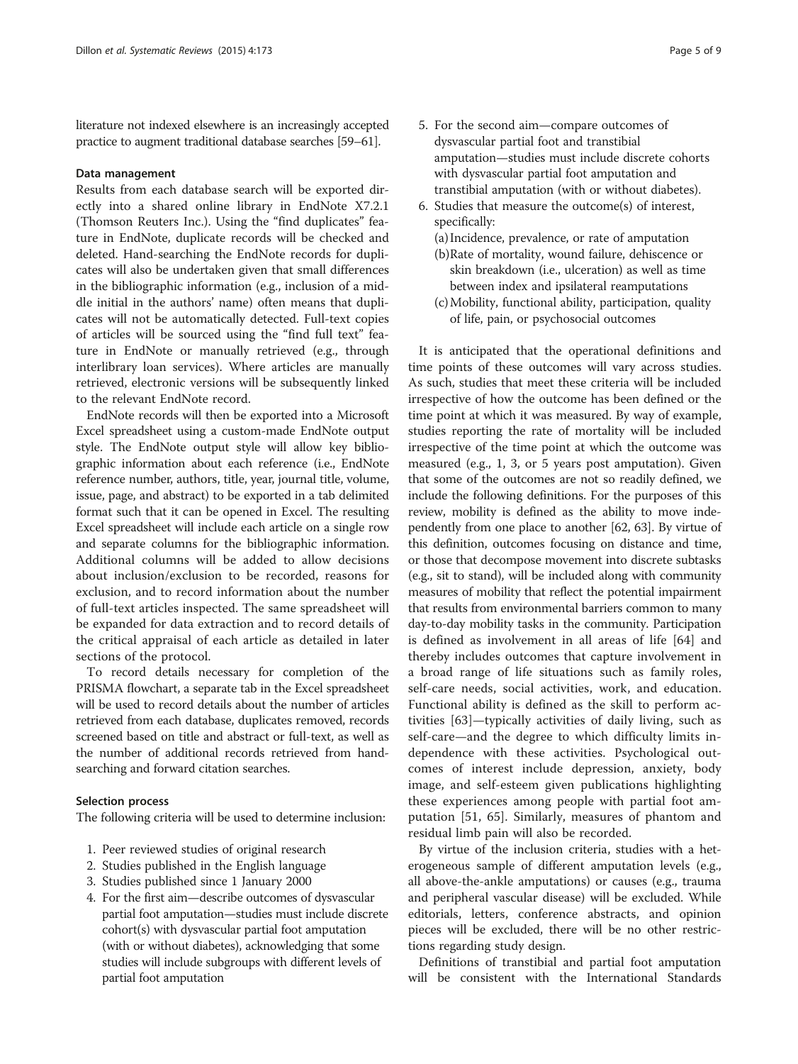literature not indexed elsewhere is an increasingly accepted practice to augment traditional database searches [59–61].

#### Data management

Results from each database search will be exported directly into a shared online library in EndNote X7.2.1 (Thomson Reuters Inc.). Using the "find duplicates" feature in EndNote, duplicate records will be checked and deleted. Hand-searching the EndNote records for duplicates will also be undertaken given that small differences in the bibliographic information (e.g., inclusion of a middle initial in the authors' name) often means that duplicates will not be automatically detected. Full-text copies of articles will be sourced using the "find full text" feature in EndNote or manually retrieved (e.g., through interlibrary loan services). Where articles are manually retrieved, electronic versions will be subsequently linked to the relevant EndNote record.

EndNote records will then be exported into a Microsoft Excel spreadsheet using a custom-made EndNote output style. The EndNote output style will allow key bibliographic information about each reference (i.e., EndNote reference number, authors, title, year, journal title, volume, issue, page, and abstract) to be exported in a tab delimited format such that it can be opened in Excel. The resulting Excel spreadsheet will include each article on a single row and separate columns for the bibliographic information. Additional columns will be added to allow decisions about inclusion/exclusion to be recorded, reasons for exclusion, and to record information about the number of full-text articles inspected. The same spreadsheet will be expanded for data extraction and to record details of the critical appraisal of each article as detailed in later sections of the protocol.

To record details necessary for completion of the PRISMA flowchart, a separate tab in the Excel spreadsheet will be used to record details about the number of articles retrieved from each database, duplicates removed, records screened based on title and abstract or full-text, as well as the number of additional records retrieved from hand-searching and forward citation searches.

#### Selection process

The following criteria will be used to determine inclusion:

1. Peer reviewed studies of original research
2. Studies published in the English language
3. Studies published since 1 January 2000
4. For the first aim—describe outcomes of dysvascular partial foot amputation—studies must include discrete cohort(s) with dysvascular partial foot amputation (with or without diabetes), acknowledging that some studies will include subgroups with different levels of partial foot amputation
5. For the second aim—compare outcomes of dysvascular partial foot and transtibial amputation—studies must include discrete cohorts with dysvascular partial foot amputation and transtibial amputation (with or without diabetes).
6. Studies that measure the outcome(s) of interest, specifically:
   (a) Incidence, prevalence, or rate of amputation
   (b) Rate of mortality, wound failure, dehiscence or skin breakdown (i.e., ulceration) as well as time between index and ipsilateral reamputations
   (c) Mobility, functional ability, participation, quality of life, pain, or psychosocial outcomes

It is anticipated that the operational definitions and time points of these outcomes will vary across studies. As such, studies that meet these criteria will be included irrespective of how the outcome has been defined or the time point at which it was measured. By way of example, studies reporting the rate of mortality will be included irrespective of the time point at which the outcome was measured (e.g., 1, 3, or 5 years post amputation). Given that some of the outcomes are not so readily defined, we include the following definitions. For the purposes of this review, mobility is defined as the ability to move independently from one place to another [62, 63]. By virtue of this definition, outcomes focusing on distance and time, or those that decompose movement into discrete subtasks (e.g., sit to stand), will be included along with community measures of mobility that reflect the potential impairment that results from environmental barriers common to many day-to-day mobility tasks in the community. Participation is defined as involvement in all areas of life [64] and thereby includes outcomes that capture involvement in a broad range of life situations such as family roles, self-care needs, social activities, work, and education. Functional ability is defined as the skill to perform activities [63]—typically activities of daily living, such as self-care—and the degree to which difficulty limits independence with these activities. Psychological outcomes of interest include depression, anxiety, body image, and self-esteem given publications highlighting these experiences among people with partial foot amputation [51, 65]. Similarly, measures of phantom and residual limb pain will also be recorded.

By virtue of the inclusion criteria, studies with a heterogeneous sample of different amputation levels (e.g., all above-the-ankle amputations) or causes (e.g., trauma and peripheral vascular disease) will be excluded. While editorials, letters, conference abstracts, and opinion pieces will be excluded, there will be no other restrictions regarding study design.

Definitions of transtibial and partial foot amputation will be consistent with the International Standards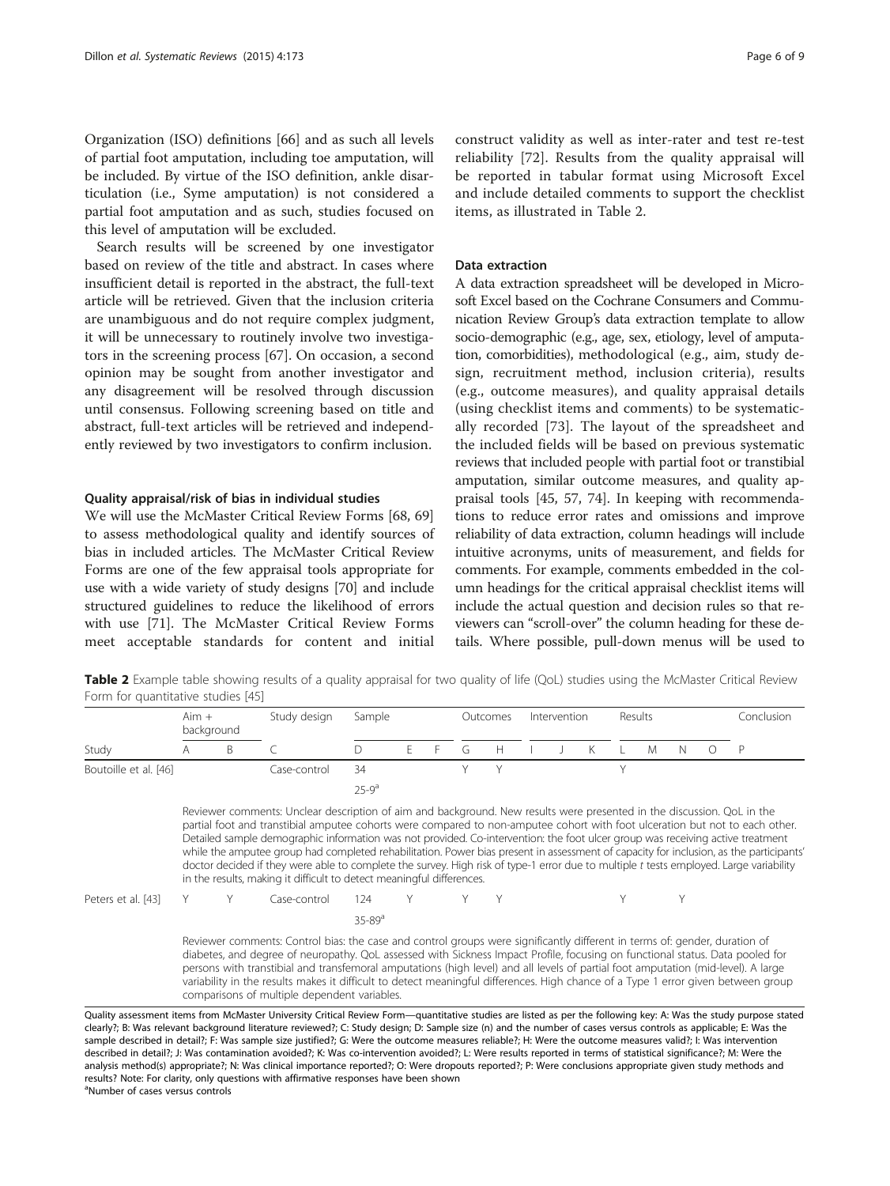Organization (ISO) definitions [66] and as such all levels of partial foot amputation, including toe amputation, will be included. By virtue of the ISO definition, ankle disarticulation (i.e., Syme amputation) is not considered a partial foot amputation and as such, studies focused on this level of amputation will be excluded.

Search results will be screened by one investigator based on review of the title and abstract. In cases where insufficient detail is reported in the abstract, the full-text article will be retrieved. Given that the inclusion criteria are unambiguous and do not require complex judgment, it will be unnecessary to routinely involve two investigators in the screening process [67]. On occasion, a second opinion may be sought from another investigator and any disagreement will be resolved through discussion until consensus. Following screening based on title and abstract, full-text articles will be retrieved and independently reviewed by two investigators to confirm inclusion.

#### Quality appraisal/risk of bias in individual studies

We will use the McMaster Critical Review Forms [68, 69] to assess methodological quality and identify sources of bias in included articles. The McMaster Critical Review Forms are one of the few appraisal tools appropriate for use with a wide variety of study designs [70] and include structured guidelines to reduce the likelihood of errors with use [71]. The McMaster Critical Review Forms meet acceptable standards for content and initial construct validity as well as inter-rater and test re-test reliability [72]. Results from the quality appraisal will be reported in tabular format using Microsoft Excel and include detailed comments to support the checklist items, as illustrated in Table 2.

#### Data extraction

A data extraction spreadsheet will be developed in Microsoft Excel based on the Cochrane Consumers and Communication Review Group's data extraction template to allow socio-demographic (e.g., age, sex, etiology, level of amputation, comorbidities), methodological (e.g., aim, study design, recruitment method, inclusion criteria), results (e.g., outcome measures), and quality appraisal details (using checklist items and comments) to be systematically recorded [73]. The layout of the spreadsheet and the included fields will be based on previous systematic reviews that included people with partial foot or transtibial amputation, similar outcome measures, and quality appraisal tools [45, 57, 74]. In keeping with recommendations to reduce error rates and omissions and improve reliability of data extraction, column headings will include intuitive acronyms, units of measurement, and fields for comments. For example, comments embedded in the column headings for the critical appraisal checklist items will include the actual question and decision rules so that reviewers can "scroll-over" the column heading for these details. Where possible, pull-down menus will be used to

**Table 2** Example table showing results of a quality appraisal for two quality of life (QoL) studies using the McMaster Critical Review Form for quantitative studies [45]

| | Aim + background | | Study design | Sample | | | Outcomes | | Intervention | | | Results | | | | Conclusion |
|---|---|---|---|---|---|---|---|---|---|---|---|---|---|---|---|---|
| Study | A | B | C | D | E | F | G | H | I | J | K | L | M | N | O | P |
| Boutoille et al. [46] | | | Case-control | 34<br>25-9[a] | | | Y | Y | | | | Y | | | | |
| | Reviewer comments: Unclear description of aim and background. New results were presented in the discussion. QoL in the partial foot and transtibial amputee cohorts were compared to non-amputee cohort with foot ulceration but not to each other. Detailed sample demographic information was not provided. Co-intervention: the foot ulcer group was receiving active treatment while the amputee group had completed rehabilitation. Power bias present in assessment of capacity for inclusion, as the participants' doctor decided if they were able to complete the survey. High risk of type-1 error due to multiple *t* tests employed. Large variability in the results, making it difficult to detect meaningful differences. | | | | | | | | | | | | | | | |
| Peters et al. [43] | Y | Y | Case-control | 124<br>35-89[a] | Y | | Y | Y | | | | Y | | Y | | |
| | Reviewer comments: Control bias: the case and control groups were significantly different in terms of: gender, duration of diabetes, and degree of neuropathy. QoL assessed with Sickness Impact Profile, focusing on functional status. Data pooled for persons with transtibial and transfemoral amputations (high level) and all levels of partial foot amputation (mid-level). A large variability in the results makes it difficult to detect meaningful differences. High chance of a Type 1 error given between group comparisons of multiple dependent variables. | | | | | | | | | | | | | | | |

Quality assessment items from McMaster University Critical Review Form—quantitative studies are listed as per the following key: A: Was the study purpose stated clearly?; B: Was relevant background literature reviewed?; C: Study design; D: Sample size (n) and the number of cases versus controls as applicable; E: Was the sample described in detail?; F: Was sample size justified?; G: Were the outcome measures reliable?; H: Were the outcome measures valid?; I: Was intervention described in detail?; J: Was contamination avoided?; K: Was co-intervention avoided?; L: Were results reported in terms of statistical significance?; M: Were the analysis method(s) appropriate?; N: Was clinical importance reported?; O: Were dropouts reported?; P: Were conclusions appropriate given study methods and results? Note: For clarity, only questions with affirmative responses have been shown

[a]Number of cases versus controls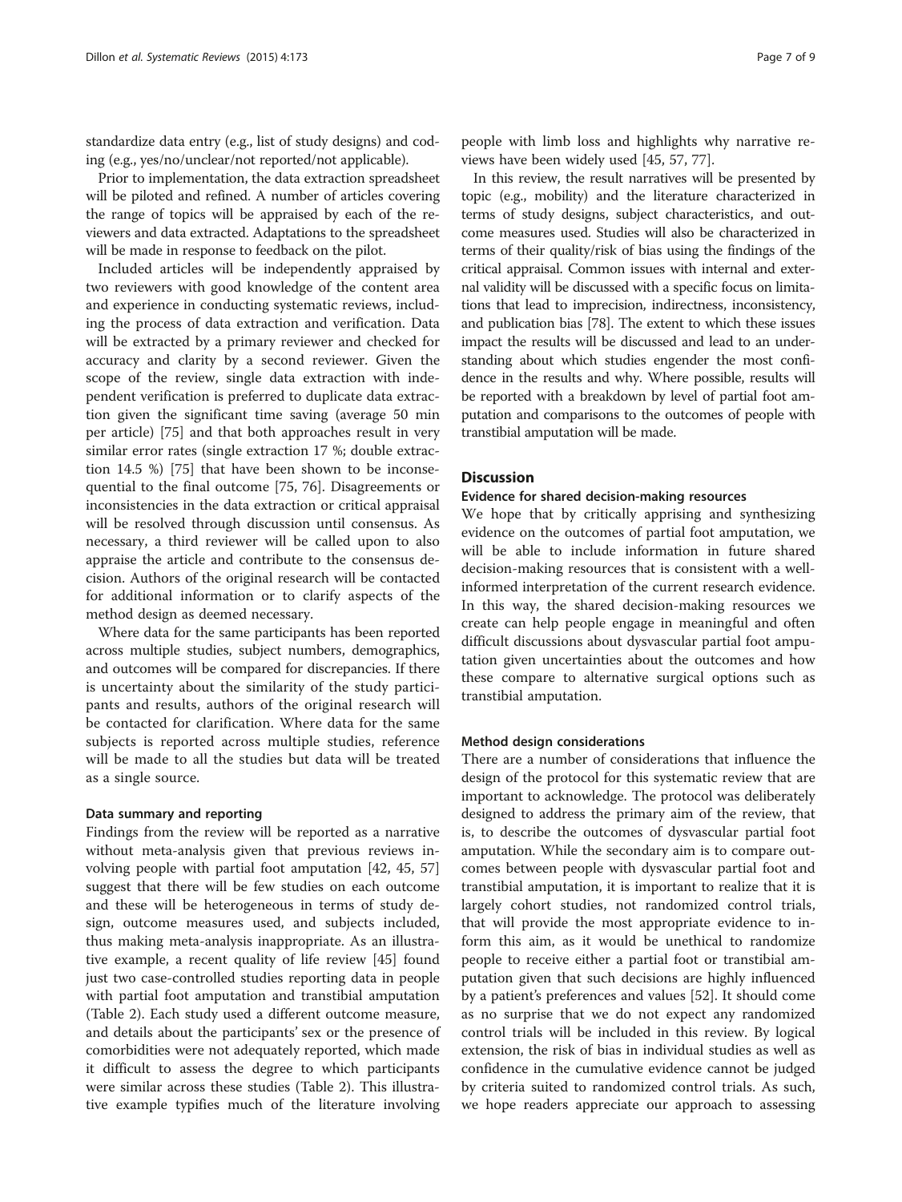standardize data entry (e.g., list of study designs) and coding (e.g., yes/no/unclear/not reported/not applicable).

Prior to implementation, the data extraction spreadsheet will be piloted and refined. A number of articles covering the range of topics will be appraised by each of the reviewers and data extracted. Adaptations to the spreadsheet will be made in response to feedback on the pilot.

Included articles will be independently appraised by two reviewers with good knowledge of the content area and experience in conducting systematic reviews, including the process of data extraction and verification. Data will be extracted by a primary reviewer and checked for accuracy and clarity by a second reviewer. Given the scope of the review, single data extraction with independent verification is preferred to duplicate data extraction given the significant time saving (average 50 min per article) [75] and that both approaches result in very similar error rates (single extraction 17 %; double extraction 14.5 %) [75] that have been shown to be inconsequential to the final outcome [75, 76]. Disagreements or inconsistencies in the data extraction or critical appraisal will be resolved through discussion until consensus. As necessary, a third reviewer will be called upon to also appraise the article and contribute to the consensus decision. Authors of the original research will be contacted for additional information or to clarify aspects of the method design as deemed necessary.

Where data for the same participants has been reported across multiple studies, subject numbers, demographics, and outcomes will be compared for discrepancies. If there is uncertainty about the similarity of the study participants and results, authors of the original research will be contacted for clarification. Where data for the same subjects is reported across multiple studies, reference will be made to all the studies but data will be treated as a single source.

### Data summary and reporting

Findings from the review will be reported as a narrative without meta-analysis given that previous reviews involving people with partial foot amputation [42, 45, 57] suggest that there will be few studies on each outcome and these will be heterogeneous in terms of study design, outcome measures used, and subjects included, thus making meta-analysis inappropriate. As an illustrative example, a recent quality of life review [45] found just two case-controlled studies reporting data in people with partial foot amputation and transtibial amputation (Table 2). Each study used a different outcome measure, and details about the participants' sex or the presence of comorbidities were not adequately reported, which made it difficult to assess the degree to which participants were similar across these studies (Table 2). This illustrative example typifies much of the literature involving people with limb loss and highlights why narrative reviews have been widely used [45, 57, 77].

In this review, the result narratives will be presented by topic (e.g., mobility) and the literature characterized in terms of study designs, subject characteristics, and outcome measures used. Studies will also be characterized in terms of their quality/risk of bias using the findings of the critical appraisal. Common issues with internal and external validity will be discussed with a specific focus on limitations that lead to imprecision, indirectness, inconsistency, and publication bias [78]. The extent to which these issues impact the results will be discussed and lead to an understanding about which studies engender the most confidence in the results and why. Where possible, results will be reported with a breakdown by level of partial foot amputation and comparisons to the outcomes of people with transtibial amputation will be made.

## Discussion

### Evidence for shared decision-making resources

We hope that by critically apprising and synthesizing evidence on the outcomes of partial foot amputation, we will be able to include information in future shared decision-making resources that is consistent with a well-informed interpretation of the current research evidence. In this way, the shared decision-making resources we create can help people engage in meaningful and often difficult discussions about dysvascular partial foot amputation given uncertainties about the outcomes and how these compare to alternative surgical options such as transtibial amputation.

### Method design considerations

There are a number of considerations that influence the design of the protocol for this systematic review that are important to acknowledge. The protocol was deliberately designed to address the primary aim of the review, that is, to describe the outcomes of dysvascular partial foot amputation. While the secondary aim is to compare outcomes between people with dysvascular partial foot and transtibial amputation, it is important to realize that it is largely cohort studies, not randomized control trials, that will provide the most appropriate evidence to inform this aim, as it would be unethical to randomize people to receive either a partial foot or transtibial amputation given that such decisions are highly influenced by a patient's preferences and values [52]. It should come as no surprise that we do not expect any randomized control trials will be included in this review. By logical extension, the risk of bias in individual studies as well as confidence in the cumulative evidence cannot be judged by criteria suited to randomized control trials. As such, we hope readers appreciate our approach to assessing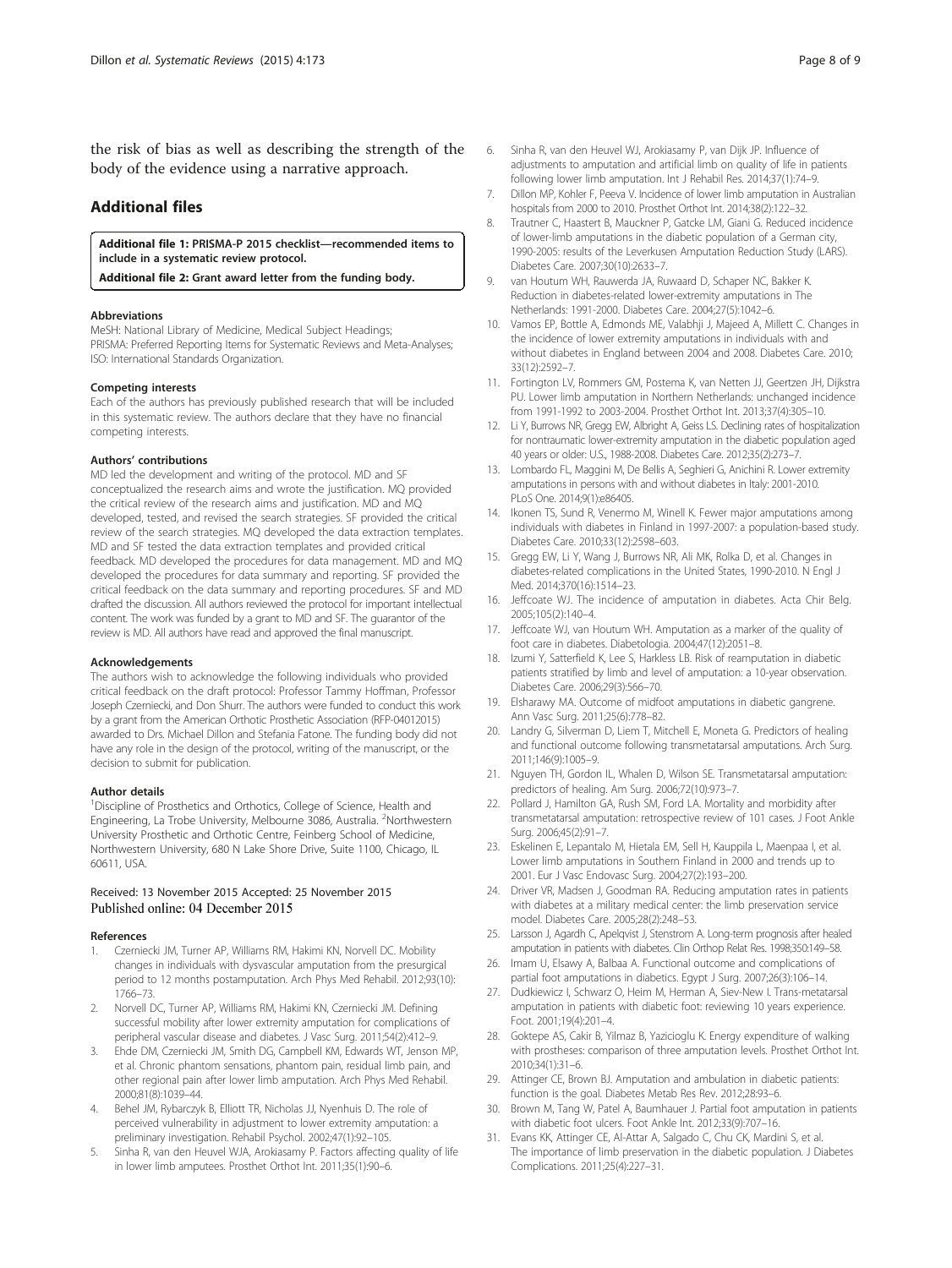the risk of bias as well as describing the strength of the body of the evidence using a narrative approach.

## Additional files

**Additional file 1: PRISMA-P 2015 checklist—recommended items to include in a systematic review protocol.**

**Additional file 2: Grant award letter from the funding body.**

#### Abbreviations

MeSH: National Library of Medicine, Medical Subject Headings; PRISMA: Preferred Reporting Items for Systematic Reviews and Meta-Analyses; ISO: International Standards Organization.

#### Competing interests

Each of the authors has previously published research that will be included in this systematic review. The authors declare that they have no financial competing interests.

#### Authors' contributions

MD led the development and writing of the protocol. MD and SF conceptualized the research aims and wrote the justification. MQ provided the critical review of the research aims and justification. MD and MQ developed, tested, and revised the search strategies. SF provided the critical review of the search strategies. MQ developed the data extraction templates. MD and SF tested the data extraction templates and provided critical feedback. MD developed the procedures for data management. MD and MQ developed the procedures for data summary and reporting. SF provided the critical feedback on the data summary and reporting procedures. SF and MD drafted the discussion. All authors reviewed the protocol for important intellectual content. The work was funded by a grant to MD and SF. The guarantor of the review is MD. All authors have read and approved the final manuscript.

#### Acknowledgements

The authors wish to acknowledge the following individuals who provided critical feedback on the draft protocol: Professor Tammy Hoffman, Professor Joseph Czerniecki, and Don Shurr. The authors were funded to conduct this work by a grant from the American Orthotic Prosthetic Association (RFP-04012015) awarded to Drs. Michael Dillon and Stefania Fatone. The funding body did not have any role in the design of the protocol, writing of the manuscript, or the decision to submit for publication.

#### Author details

[1]Discipline of Prosthetics and Orthotics, College of Science, Health and Engineering, La Trobe University, Melbourne 3086, Australia. [2]Northwestern University Prosthetic and Orthotic Centre, Feinberg School of Medicine, Northwestern University, 680 N Lake Shore Drive, Suite 1100, Chicago, IL 60611, USA.

Received: 13 November 2015 Accepted: 25 November 2015
Published online: 04 December 2015

#### References

1. Czerniecki JM, Turner AP, Williams RM, Hakimi KN, Norvell DC. Mobility changes in individuals with dysvascular amputation from the presurgical period to 12 months postamputation. Arch Phys Med Rehabil. 2012;93(10): 1766–73.
2. Norvell DC, Turner AP, Williams RM, Hakimi KN, Czerniecki JM. Defining successful mobility after lower extremity amputation for complications of peripheral vascular disease and diabetes. J Vasc Surg. 2011;54(2):412–9.
3. Ehde DM, Czerniecki JM, Smith DG, Campbell KM, Edwards WT, Jenson MP, et al. Chronic phantom sensations, phantom pain, residual limb pain, and other regional pain after lower limb amputation. Arch Phys Med Rehabil. 2000;81(8):1039–44.
4. Behel JM, Rybarczyk B, Elliott TR, Nicholas JJ, Nyenhuis D. The role of perceived vulnerability in adjustment to lower extremity amputation: a preliminary investigation. Rehabil Psychol. 2002;47(1):92–105.
5. Sinha R, van den Heuvel WJA, Arokiasamy P. Factors affecting quality of life in lower limb amputees. Prosthet Orthot Int. 2011;35(1):90–6.
6. Sinha R, van den Heuvel WJ, Arokiasamy P, van Dijk JP. Influence of adjustments to amputation and artificial limb on quality of life in patients following lower limb amputation. Int J Rehabil Res. 2014;37(1):74–9.
7. Dillon MP, Kohler F, Peeva V. Incidence of lower limb amputation in Australian hospitals from 2000 to 2010. Prosthet Orthot Int. 2014;38(2):122–32.
8. Trautner C, Haastert B, Mauckner P, Gatcke LM, Giani G. Reduced incidence of lower-limb amputations in the diabetic population of a German city, 1990-2005: results of the Leverkusen Amputation Reduction Study (LARS). Diabetes Care. 2007;30(10):2633–7.
9. van Houtum WH, Rauwerda JA, Ruwaard D, Schaper NC, Bakker K. Reduction in diabetes-related lower-extremity amputations in The Netherlands: 1991-2000. Diabetes Care. 2004;27(5):1042–6.
10. Vamos EP, Bottle A, Edmonds ME, Valabhji J, Majeed A, Millett C. Changes in the incidence of lower extremity amputations in individuals with and without diabetes in England between 2004 and 2008. Diabetes Care. 2010; 33(12):2592–7.
11. Fortington LV, Rommers GM, Postema K, van Netten JJ, Geertzen JH, Dijkstra PU. Lower limb amputation in Northern Netherlands: unchanged incidence from 1991-1992 to 2003-2004. Prosthet Orthot Int. 2013;37(4):305–10.
12. Li Y, Burrows NR, Gregg EW, Albright A, Geiss LS. Declining rates of hospitalization for nontraumatic lower-extremity amputation in the diabetic population aged 40 years or older: U.S., 1988-2008. Diabetes Care. 2012;35(2):273–7.
13. Lombardo FL, Maggini M, De Bellis A, Seghieri G, Anichini R. Lower extremity amputations in persons with and without diabetes in Italy: 2001-2010. PLoS One. 2014;9(1):e86405.
14. Ikonen TS, Sund R, Venermo M, Winell K. Fewer major amputations among individuals with diabetes in Finland in 1997-2007: a population-based study. Diabetes Care. 2010;33(12):2598–603.
15. Gregg EW, Li Y, Wang J, Burrows NR, Ali MK, Rolka D, et al. Changes in diabetes-related complications in the United States, 1990-2010. N Engl J Med. 2014;370(16):1514–23.
16. Jeffcoate WJ. The incidence of amputation in diabetes. Acta Chir Belg. 2005;105(2):140–4.
17. Jeffcoate WJ, van Houtum WH. Amputation as a marker of the quality of foot care in diabetes. Diabetologia. 2004;47(12):2051–8.
18. Izumi Y, Satterfield K, Lee S, Harkless LB. Risk of reamputation in diabetic patients stratified by limb and level of amputation: a 10-year observation. Diabetes Care. 2006;29(3):566–70.
19. Elsharawy MA. Outcome of midfoot amputations in diabetic gangrene. Ann Vasc Surg. 2011;25(6):778–82.
20. Landry G, Silverman D, Liem T, Mitchell E, Moneta G. Predictors of healing and functional outcome following transmetatarsal amputations. Arch Surg. 2011;146(9):1005–9.
21. Nguyen TH, Gordon IL, Whalen D, Wilson SE. Transmetatarsal amputation: predictors of healing. Am Surg. 2006;72(10):973–7.
22. Pollard J, Hamilton GA, Rush SM, Ford LA. Mortality and morbidity after transmetatarsal amputation: retrospective review of 101 cases. J Foot Ankle Surg. 2006;45(2):91–7.
23. Eskelinen E, Lepantalo M, Hietala EM, Sell H, Kauppila L, Maenpaa I, et al. Lower limb amputations in Southern Finland in 2000 and trends up to 2001. Eur J Vasc Endovasc Surg. 2004;27(2):193–200.
24. Driver VR, Madsen J, Goodman RA. Reducing amputation rates in patients with diabetes at a military medical center: the limb preservation service model. Diabetes Care. 2005;28(2):248–53.
25. Larsson J, Agardh C, Apelqvist J, Stenstrom A. Long-term prognosis after healed amputation in patients with diabetes. Clin Orthop Relat Res. 1998;350:149–58.
26. Imam U, Elsawy A, Balbaa A. Functional outcome and complications of partial foot amputations in diabetics. Egypt J Surg. 2007;26(3):106–14.
27. Dudkiewicz I, Schwarz O, Heim M, Herman A, Siev-New I. Trans-metatarsal amputation in patients with diabetic foot: reviewing 10 years experience. Foot. 2001;19(4):201–4.
28. Goktepe AS, Cakir B, Yilmaz B, Yazicioglu K. Energy expenditure of walking with prostheses: comparison of three amputation levels. Prosthet Orthot Int. 2010;34(1):31–6.
29. Attinger CE, Brown BJ. Amputation and ambulation in diabetic patients: function is the goal. Diabetes Metab Res Rev. 2012;28:93–6.
30. Brown M, Tang W, Patel A, Baumhauer J. Partial foot amputation in patients with diabetic foot ulcers. Foot Ankle Int. 2012;33(9):707–16.
31. Evans KK, Attinger CE, Al-Attar A, Salgado C, Chu CK, Mardini S, et al. The importance of limb preservation in the diabetic population. J Diabetes Complications. 2011;25(4):227–31.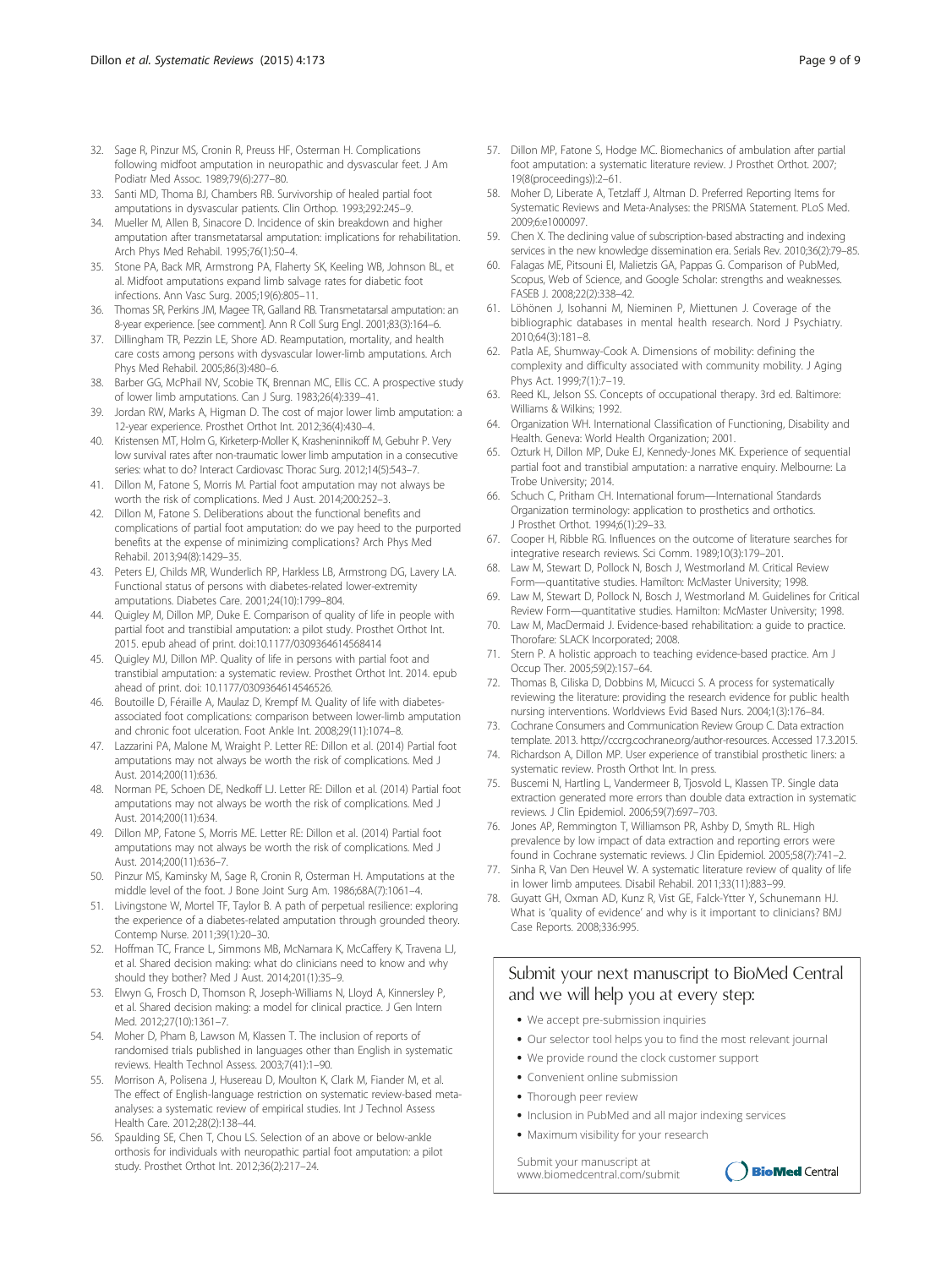32. Sage R, Pinzur MS, Cronin R, Preuss HF, Osterman H. Complications following midfoot amputation in neuropathic and dysvascular feet. J Am Podiatr Med Assoc. 1989;79(6):277–80.
33. Santi MD, Thoma BJ, Chambers RB. Survivorship of healed partial foot amputations in dysvascular patients. Clin Orthop. 1993;292:245–9.
34. Mueller M, Allen B, Sinacore D. Incidence of skin breakdown and higher amputation after transmetatarsal amputation: implications for rehabilitation. Arch Phys Med Rehabil. 1995;76(1):50–4.
35. Stone PA, Back MR, Armstrong PA, Flaherty SK, Keeling WB, Johnson BL, et al. Midfoot amputations expand limb salvage rates for diabetic foot infections. Ann Vasc Surg. 2005;19(6):805–11.
36. Thomas SR, Perkins JM, Magee TR, Galland RB. Transmetatarsal amputation: an 8-year experience. [see comment]. Ann R Coll Surg Engl. 2001;83(3):164–6.
37. Dillingham TR, Pezzin LE, Shore AD. Reamputation, mortality, and health care costs among persons with dysvascular lower-limb amputations. Arch Phys Med Rehabil. 2005;86(3):480–6.
38. Barber GG, McPhail NV, Scobie TK, Brennan MC, Ellis CC. A prospective study of lower limb amputations. Can J Surg. 1983;26(4):339–41.
39. Jordan RW, Marks A, Higman D. The cost of major lower limb amputation: a 12-year experience. Prosthet Orthot Int. 2012;36(4):430–4.
40. Kristensen MT, Holm G, Kirketerp-Moller K, Krasheninnikoff M, Gebuhr P. Very low survival rates after non-traumatic lower limb amputation in a consecutive series: what to do? Interact Cardiovasc Thorac Surg. 2012;14(5):543–7.
41. Dillon M, Fatone S, Morris M. Partial foot amputation may not always be worth the risk of complications. Med J Aust. 2014;200:252–3.
42. Dillon M, Fatone S. Deliberations about the functional benefits and complications of partial foot amputation: do we pay heed to the purported benefits at the expense of minimizing complications? Arch Phys Med Rehabil. 2013;94(8):1429–35.
43. Peters EJ, Childs MR, Wunderlich RP, Harkless LB, Armstrong DG, Lavery LA. Functional status of persons with diabetes-related lower-extremity amputations. Diabetes Care. 2001;24(10):1799–804.
44. Quigley M, Dillon MP, Duke E. Comparison of quality of life in people with partial foot and transtibial amputation: a pilot study. Prosthet Orthot Int. 2015. epub ahead of print. doi:10.1177/0309364614568414
45. Quigley MJ, Dillon MP. Quality of life in persons with partial foot and transtibial amputation: a systematic review. Prosthet Orthot Int. 2014. epub ahead of print. doi: 10.1177/0309364614546526.
46. Boutoille D, Féraille A, Maulaz D, Krempf M. Quality of life with diabetes-associated foot complications: comparison between lower-limb amputation and chronic foot ulceration. Foot Ankle Int. 2008;29(11):1074–8.
47. Lazzarini PA, Malone M, Wraight P. Letter RE: Dillon et al. (2014) Partial foot amputations may not always be worth the risk of complications. Med J Aust. 2014;200(11):636.
48. Norman PE, Schoen DE, Nedkoff LJ. Letter RE: Dillon et al. (2014) Partial foot amputations may not always be worth the risk of complications. Med J Aust. 2014;200(11):634.
49. Dillon MP, Fatone S, Morris ME. Letter RE: Dillon et al. (2014) Partial foot amputations may not always be worth the risk of complications. Med J Aust. 2014;200(11):636–7.
50. Pinzur MS, Kaminsky M, Sage R, Cronin R, Osterman H. Amputations at the middle level of the foot. J Bone Joint Surg Am. 1986;68A(7):1061–4.
51. Livingstone W, Mortel TF, Taylor B. A path of perpetual resilience: exploring the experience of a diabetes-related amputation through grounded theory. Contemp Nurse. 2011;39(1):20–30.
52. Hoffman TC, France L, Simmons MB, McNamara K, McCaffery K, Travena LJ, et al. Shared decision making: what do clinicians need to know and why should they bother? Med J Aust. 2014;201(1):35–9.
53. Elwyn G, Frosch D, Thomson R, Joseph-Williams N, Lloyd A, Kinnersley P, et al. Shared decision making: a model for clinical practice. J Gen Intern Med. 2012;27(10):1361–7.
54. Moher D, Pham B, Lawson M, Klassen T. The inclusion of reports of randomised trials published in languages other than English in systematic reviews. Health Technol Assess. 2003;7(41):1–90.
55. Morrison A, Polisena J, Husereau D, Moulton K, Clark M, Fiander M, et al. The effect of English-language restriction on systematic review-based meta-analyses: a systematic review of empirical studies. Int J Technol Assess Health Care. 2012;28(2):138–44.
56. Spaulding SE, Chen T, Chou LS. Selection of an above or below-ankle orthosis for individuals with neuropathic partial foot amputation: a pilot study. Prosthet Orthot Int. 2012;36(2):217–24.
57. Dillon MP, Fatone S, Hodge MC. Biomechanics of ambulation after partial foot amputation: a systematic literature review. J Prosthet Orthot. 2007; 19(8(proceedings)):2–61.
58. Moher D, Liberate A, Tetzlaff J, Altman D. Preferred Reporting Items for Systematic Reviews and Meta-Analyses: the PRISMA Statement. PLoS Med. 2009;6:e1000097.
59. Chen X. The declining value of subscription-based abstracting and indexing services in the new knowledge dissemination era. Serials Rev. 2010;36(2):79–85.
60. Falagas ME, Pitsouni EI, Malietzis GA, Pappas G. Comparison of PubMed, Scopus, Web of Science, and Google Scholar: strengths and weaknesses. FASEB J. 2008;22(2):338–42.
61. Lõhönen J, Isohanni M, Nieminen P, Miettunen J. Coverage of the bibliographic databases in mental health research. Nord J Psychiatry. 2010;64(3):181–8.
62. Patla AE, Shumway-Cook A. Dimensions of mobility: defining the complexity and difficulty associated with community mobility. J Aging Phys Act. 1999;7(1):7–19.
63. Reed KL, Jelson SS. Concepts of occupational therapy. 3rd ed. Baltimore: Williams & Wilkins; 1992.
64. Organization WH. International Classification of Functioning, Disability and Health. Geneva: World Health Organization; 2001.
65. Ozturk H, Dillon MP, Duke EJ, Kennedy-Jones MK. Experience of sequential partial foot and transtibial amputation: a narrative enquiry. Melbourne: La Trobe University; 2014.
66. Schuch C, Pritham CH. International forum—International Standards Organization terminology: application to prosthetics and orthotics. J Prosthet Orthot. 1994;6(1):29–33.
67. Cooper H, Ribble RG. Influences on the outcome of literature searches for integrative research reviews. Sci Comm. 1989;10(3):179–201.
68. Law M, Stewart D, Pollock N, Bosch J, Westmorland M. Critical Review Form—quantitative studies. Hamilton: McMaster University; 1998.
69. Law M, Stewart D, Pollock N, Bosch J, Westmorland M. Guidelines for Critical Review Form—quantitative studies. Hamilton: McMaster University; 1998.
70. Law M, MacDermaid J. Evidence-based rehabilitation: a guide to practice. Thorofare: SLACK Incorporated; 2008.
71. Stern P. A holistic approach to teaching evidence-based practice. Am J Occup Ther. 2005;59(2):157–64.
72. Thomas B, Ciliska D, Dobbins M, Micucci S. A process for systematically reviewing the literature: providing the research evidence for public health nursing interventions. Worldviews Evid Based Nurs. 2004;1(3):176–84.
73. Cochrane Consumers and Communication Review Group C. Data extraction template. 2013. http://cccrg.cochrane.org/author-resources. Accessed 17.3.2015.
74. Richardson A, Dillon MP. User experience of transtibial prosthetic liners: a systematic review. Prosth Orthot Int. In press.
75. Buscemi N, Hartling L, Vandermeer B, Tjosvold L, Klassen TP. Single data extraction generated more errors than double data extraction in systematic reviews. J Clin Epidemiol. 2006;59(7):697–703.
76. Jones AP, Remmington T, Williamson PR, Ashby D, Smyth RL. High prevalence by low impact of data extraction and reporting errors were found in Cochrane systematic reviews. J Clin Epidemiol. 2005;58(7):741–2.
77. Sinha R, Van Den Heuvel W. A systematic literature review of quality of life in lower limb amputees. Disabil Rehabil. 2011;33(11):883–99.
78. Guyatt GH, Oxman AD, Kunz R, Vist GE, Falck-Ytter Y, Schunemann HJ. What is 'quality of evidence' and why is it important to clinicians? BMJ Case Reports. 2008;336:995.

## Submit your next manuscript to BioMed Central and we will help you at every step:

- We accept pre-submission inquiries
- Our selector tool helps you to find the most relevant journal
- We provide round the clock customer support
- Convenient online submission
- Thorough peer review
- Inclusion in PubMed and all major indexing services
- Maximum visibility for your research

Submit your manuscript at
www.biomedcentral.com/submit

BioMed Central